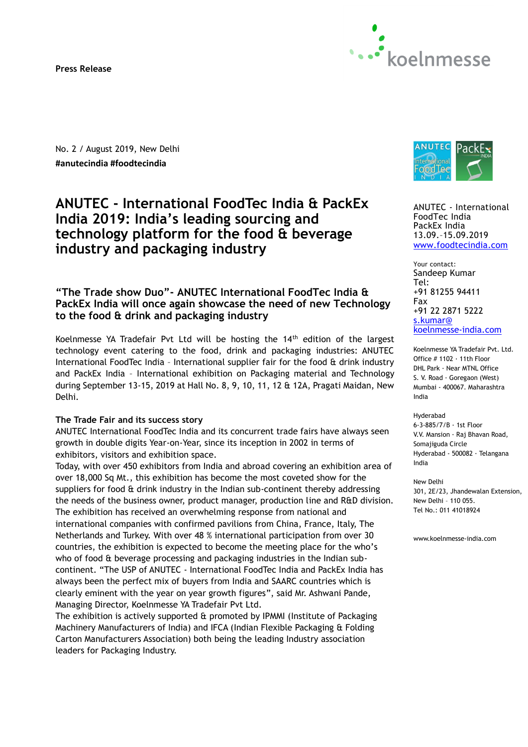**Press Release**

No. 2 / August 2019, New Delhi
**#anutecindia #foodtecindia**

# ANUTEC - International FoodTec India & PackEx India 2019: India's leading sourcing and technology platform for the food & beverage industry and packaging industry

## "The Trade show Duo"- ANUTEC International FoodTec India & PackEx India will once again showcase the need of new Technology to the food & drink and packaging industry

Koelnmesse YA Tradefair Pvt Ltd will be hosting the 14th edition of the largest technology event catering to the food, drink and packaging industries: ANUTEC International FoodTec India – International supplier fair for the food & drink industry and PackEx India – International exhibition on Packaging material and Technology during September 13-15, 2019 at Hall No. 8, 9, 10, 11, 12 & 12A, Pragati Maidan, New Delhi.

**The Trade Fair and its success story**

ANUTEC International FoodTec India and its concurrent trade fairs have always seen growth in double digits Year-on-Year, since its inception in 2002 in terms of exhibitors, visitors and exhibition space.

Today, with over 450 exhibitors from India and abroad covering an exhibition area of over 18,000 Sq Mt., this exhibition has become the most coveted show for the suppliers for food & drink industry in the Indian sub-continent thereby addressing the needs of the business owner, product manager, production line and R&D division.

The exhibition has received an overwhelming response from national and international companies with confirmed pavilions from China, France, Italy, The Netherlands and Turkey. With over 48 % international participation from over 30 countries, the exhibition is expected to become the meeting place for the who's who of food & beverage processing and packaging industries in the Indian sub-continent. "The USP of ANUTEC - International FoodTec India and PackEx India has always been the perfect mix of buyers from India and SAARC countries which is clearly eminent with the year on year growth figures", said Mr. Ashwani Pande, Managing Director, Koelnmesse YA Tradefair Pvt Ltd.

The exhibition is actively supported & promoted by IPMMI (Institute of Packaging Machinery Manufacturers of India) and IFCA (Indian Flexible Packaging & Folding Carton Manufacturers Association) both being the leading Industry association leaders for Packaging Industry.

---

ANUTEC - International FoodTec India
PackEx India
13.09.–15.09.2019
www.foodtecindia.com

Your contact:
Sandeep Kumar
Tel:
+91 81255 94411
Fax
+91 22 2871 5222
s.kumar@koelnmesse-india.com

Koelnmesse YA Tradefair Pvt. Ltd.
Office # 1102 · 11th Floor
DHL Park · Near MTNL Office
S. V. Road · Goregaon (West)
Mumbai - 400067. Maharashtra
India

Hyderabad
6-3-885/7/B · 1st Floor
V.V. Mansion · Raj Bhavan Road,
Somajiguda Circle
Hyderabad - 500082 · Telangana
India

New Delhi
301, 2E/23, Jhandewalan Extension,
New Delhi – 110 055.
Tel No.: 011 41018924

www.koelnmesse-india.com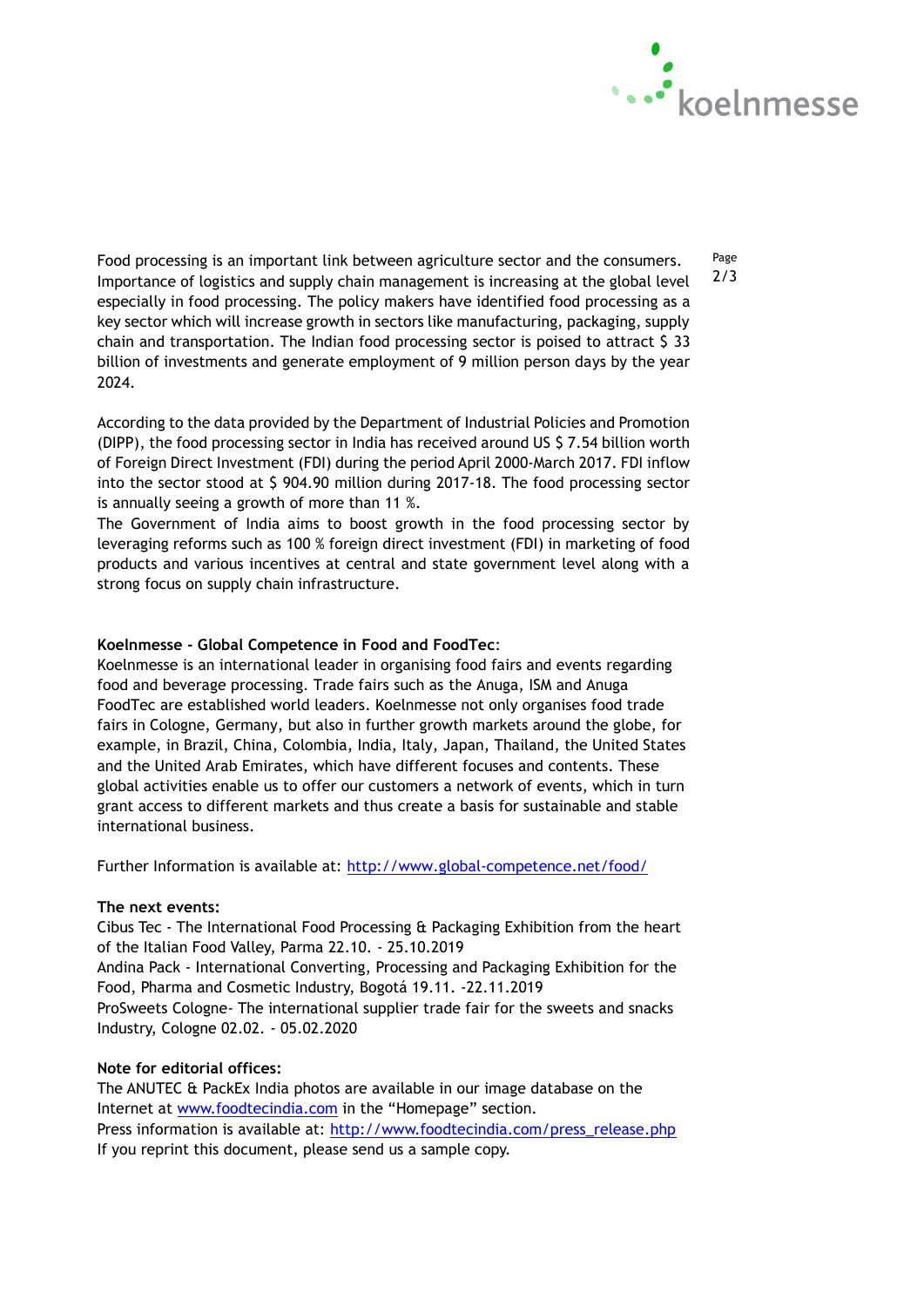Food processing is an important link between agriculture sector and the consumers. Importance of logistics and supply chain management is increasing at the global level especially in food processing. The policy makers have identified food processing as a key sector which will increase growth in sectors like manufacturing, packaging, supply chain and transportation. The Indian food processing sector is poised to attract $ 33 billion of investments and generate employment of 9 million person days by the year 2024.

According to the data provided by the Department of Industrial Policies and Promotion (DIPP), the food processing sector in India has received around US $ 7.54 billion worth of Foreign Direct Investment (FDI) during the period April 2000-March 2017. FDI inflow into the sector stood at $ 904.90 million during 2017-18. The food processing sector is annually seeing a growth of more than 11 %.

The Government of India aims to boost growth in the food processing sector by leveraging reforms such as 100 % foreign direct investment (FDI) in marketing of food products and various incentives at central and state government level along with a strong focus on supply chain infrastructure.

**Koelnmesse - Global Competence in Food and FoodTec**:

Koelnmesse is an international leader in organising food fairs and events regarding food and beverage processing. Trade fairs such as the Anuga, ISM and Anuga FoodTec are established world leaders. Koelnmesse not only organises food trade fairs in Cologne, Germany, but also in further growth markets around the globe, for example, in Brazil, China, Colombia, India, Italy, Japan, Thailand, the United States and the United Arab Emirates, which have different focuses and contents. These global activities enable us to offer our customers a network of events, which in turn grant access to different markets and thus create a basis for sustainable and stable international business.

Further Information is available at: http://www.global-competence.net/food/

**The next events:**

Cibus Tec - The International Food Processing & Packaging Exhibition from the heart of the Italian Food Valley, Parma 22.10. - 25.10.2019

Andina Pack - International Converting, Processing and Packaging Exhibition for the Food, Pharma and Cosmetic Industry, Bogotá 19.11. -22.11.2019

ProSweets Cologne- The international supplier trade fair for the sweets and snacks Industry, Cologne 02.02. - 05.02.2020

**Note for editorial offices:**

The ANUTEC & PackEx India photos are available in our image database on the Internet at www.foodtecindia.com in the "Homepage" section.

Press information is available at: http://www.foodtecindia.com/press_release.php

If you reprint this document, please send us a sample copy.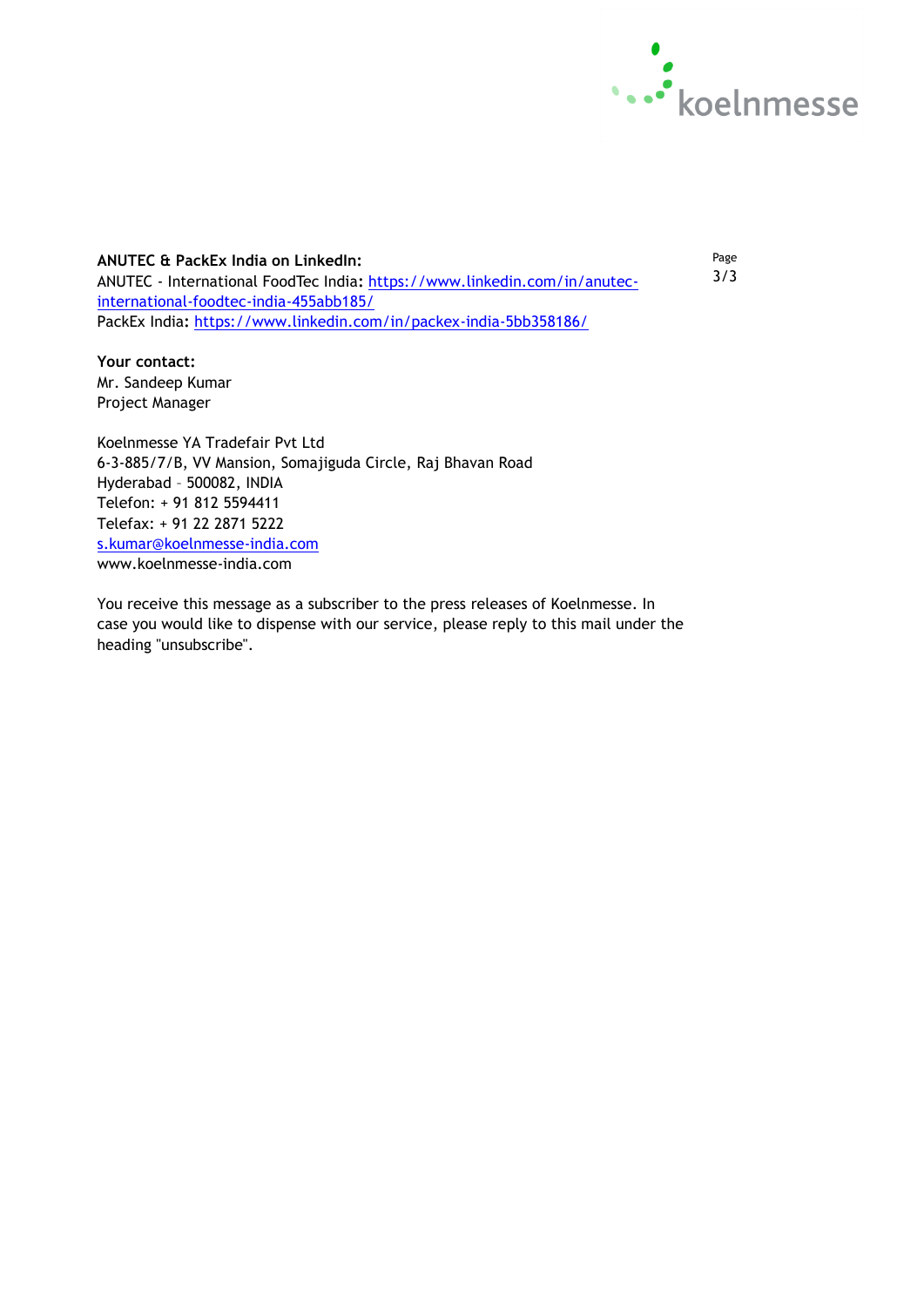**ANUTEC & PackEx India on LinkedIn:**
ANUTEC - International FoodTec India**:** https://www.linkedin.com/in/anutec-international-foodtec-india-455abb185/
PackEx India**:** https://www.linkedin.com/in/packex-india-5bb358186/

**Your contact:**
Mr. Sandeep Kumar
Project Manager

Koelnmesse YA Tradefair Pvt Ltd
6-3-885/7/B, VV Mansion, Somajiguda Circle, Raj Bhavan Road
Hyderabad – 500082, INDIA
Telefon: + 91 812 5594411
Telefax: + 91 22 2871 5222
s.kumar@koelnmesse-india.com
www.koelnmesse-india.com

You receive this message as a subscriber to the press releases of Koelnmesse. In case you would like to dispense with our service, please reply to this mail under the heading "unsubscribe".